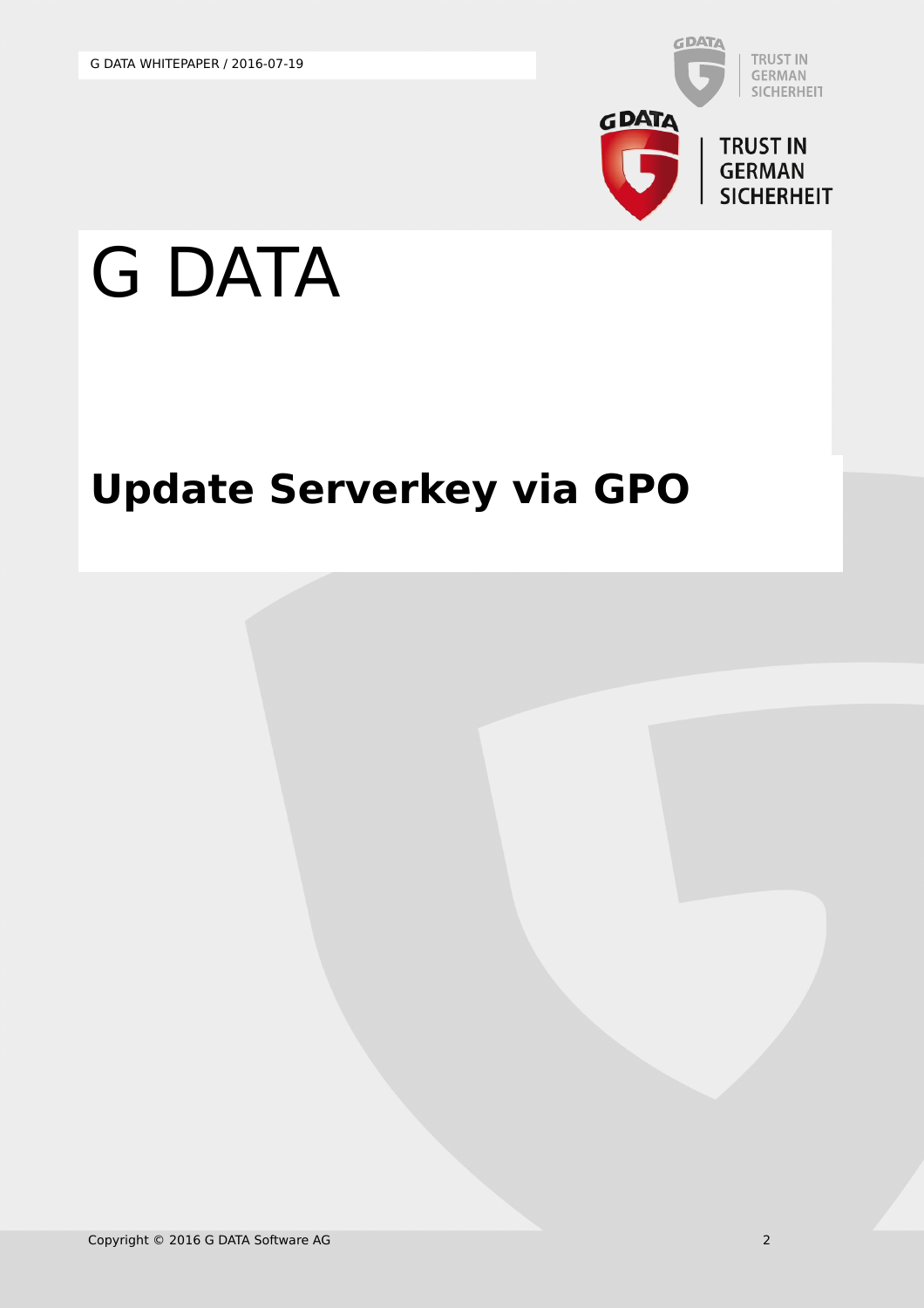# G DATA

## Update Serverkey via GPO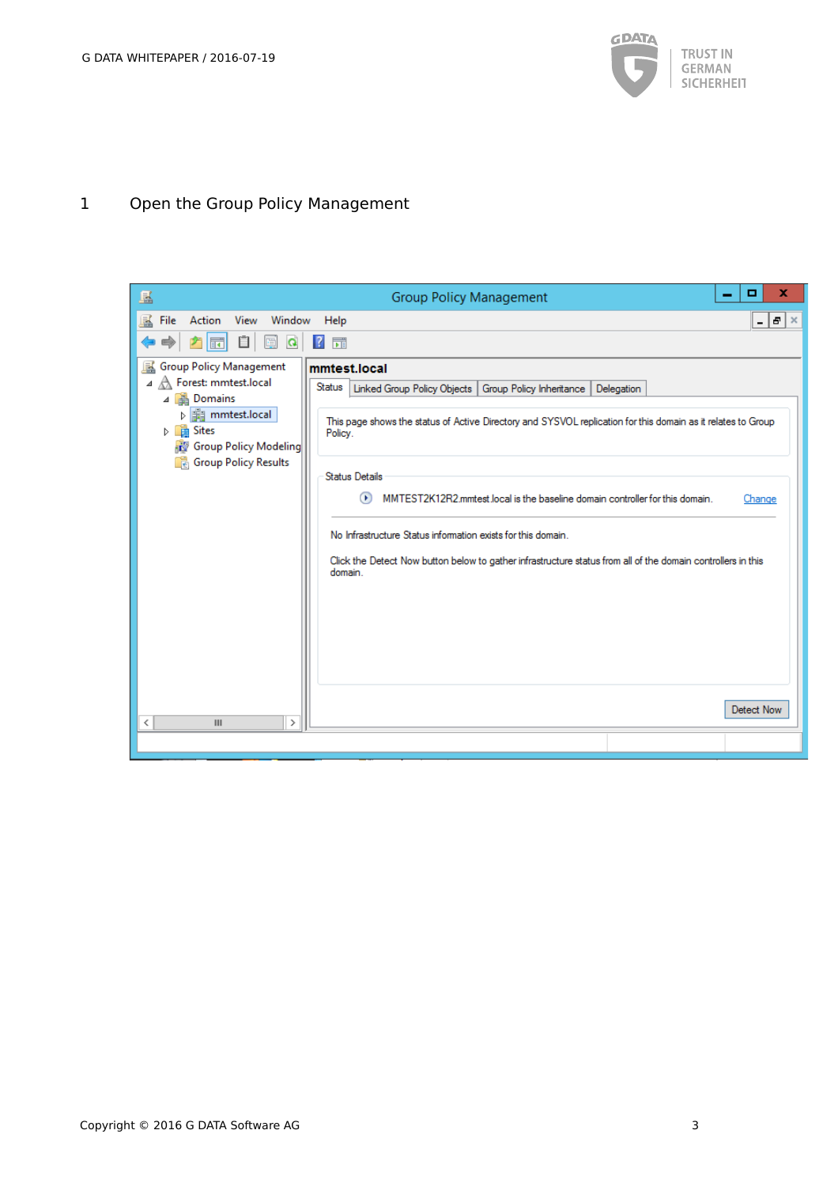# 1 Open the Group Policy Management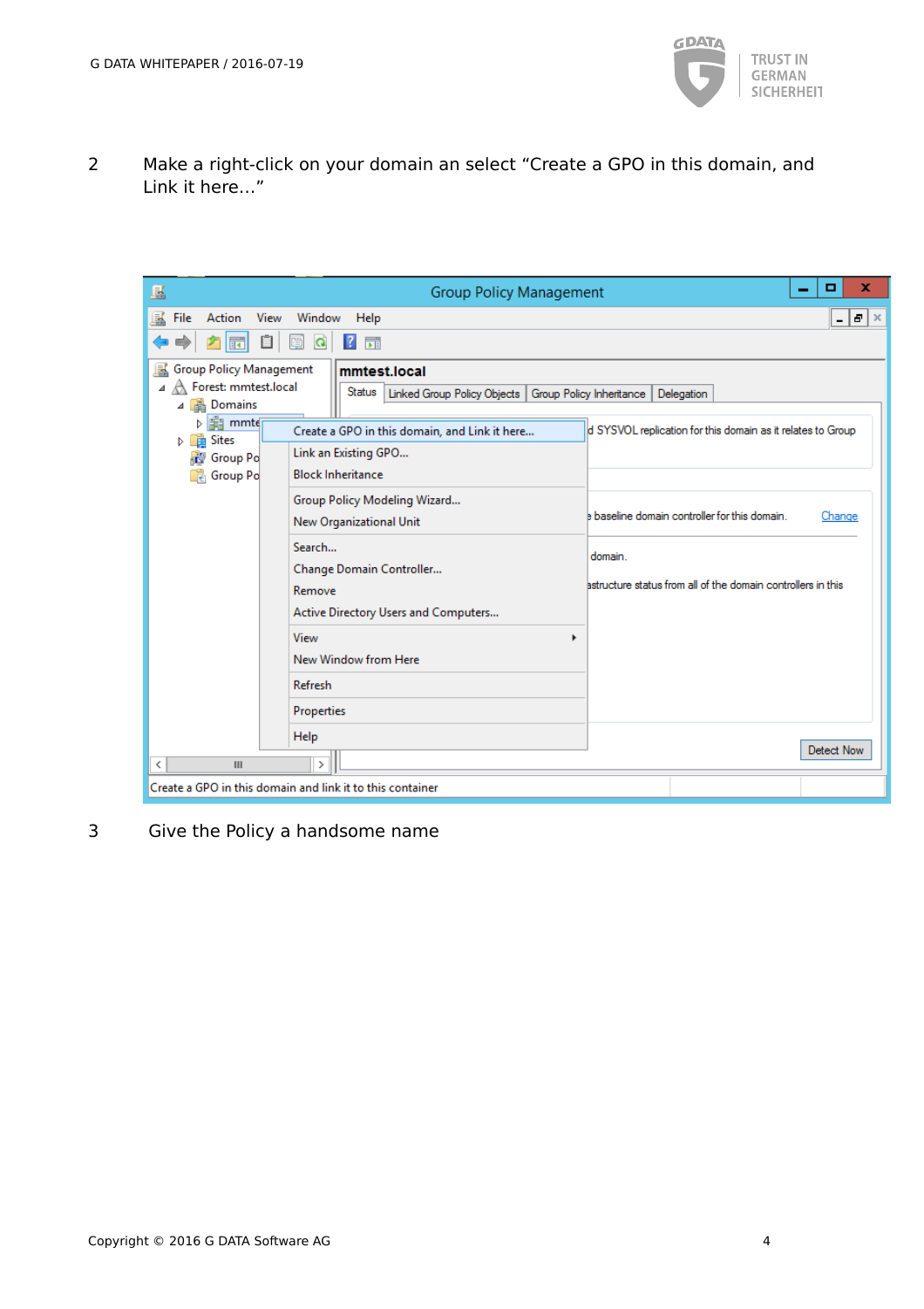2 Make a right-click on your domain an select “Create a GPO in this domain, and Link it here...”

3 Give the Policy a handsome name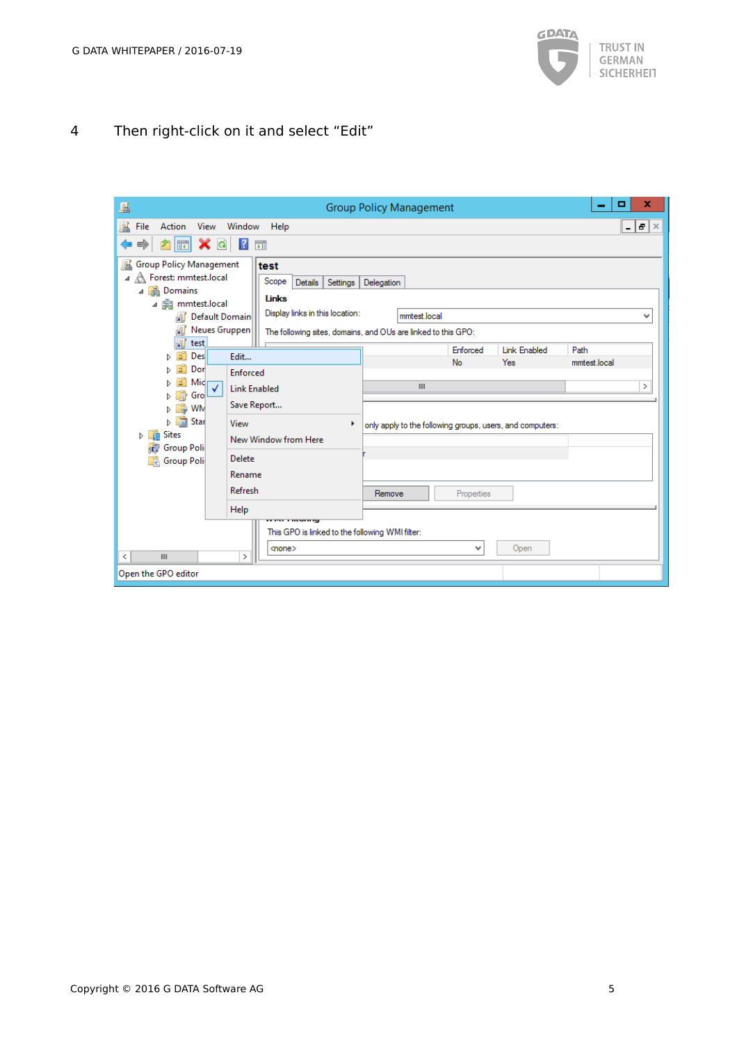4 Then right-click on it and select “Edit”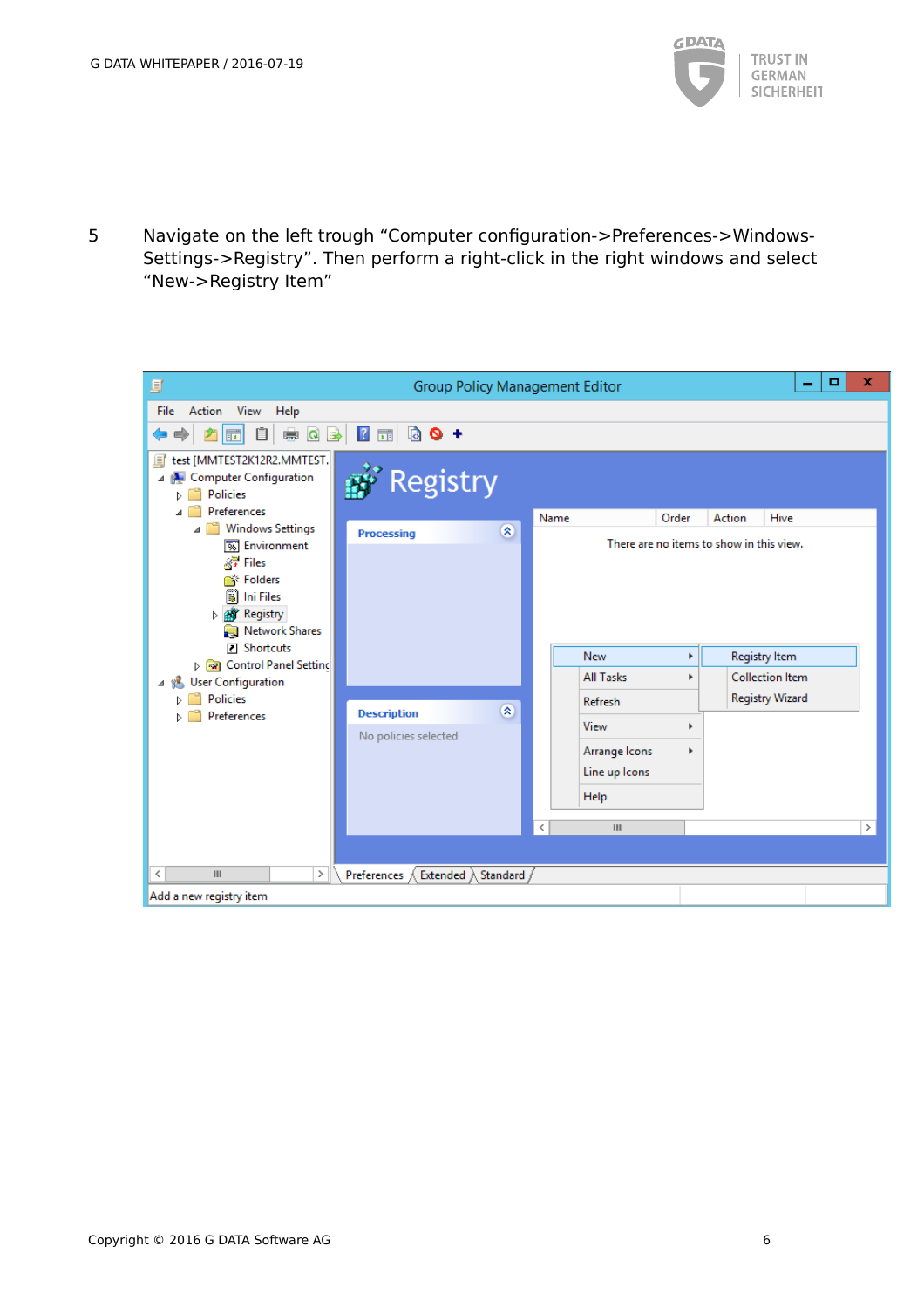5 Navigate on the left trough “Computer configuration->Preferences->Windows-Settings->Registry”. Then perform a right-click in the right windows and select “New->Registry Item”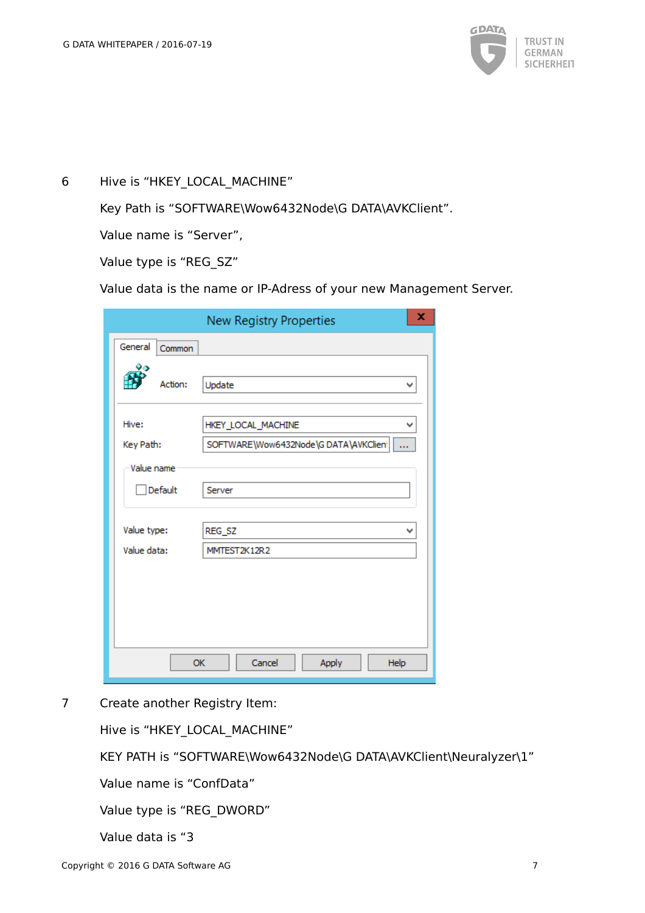6 Hive is “HKEY_LOCAL_MACHINE”

Key Path is “SOFTWARE\Wow6432Node\G DATA\AVKClient”.

Value name is “Server”,

Value type is “REG_SZ”

Value data is the name or IP-Adress of your new Management Server.

7 Create another Registry Item:

Hive is “HKEY_LOCAL_MACHINE”

KEY PATH is “SOFTWARE\Wow6432Node\G DATA\AVKClient\Neuralyzer\1”

Value name is “ConfData”

Value type is “REG_DWORD”

Value data is “3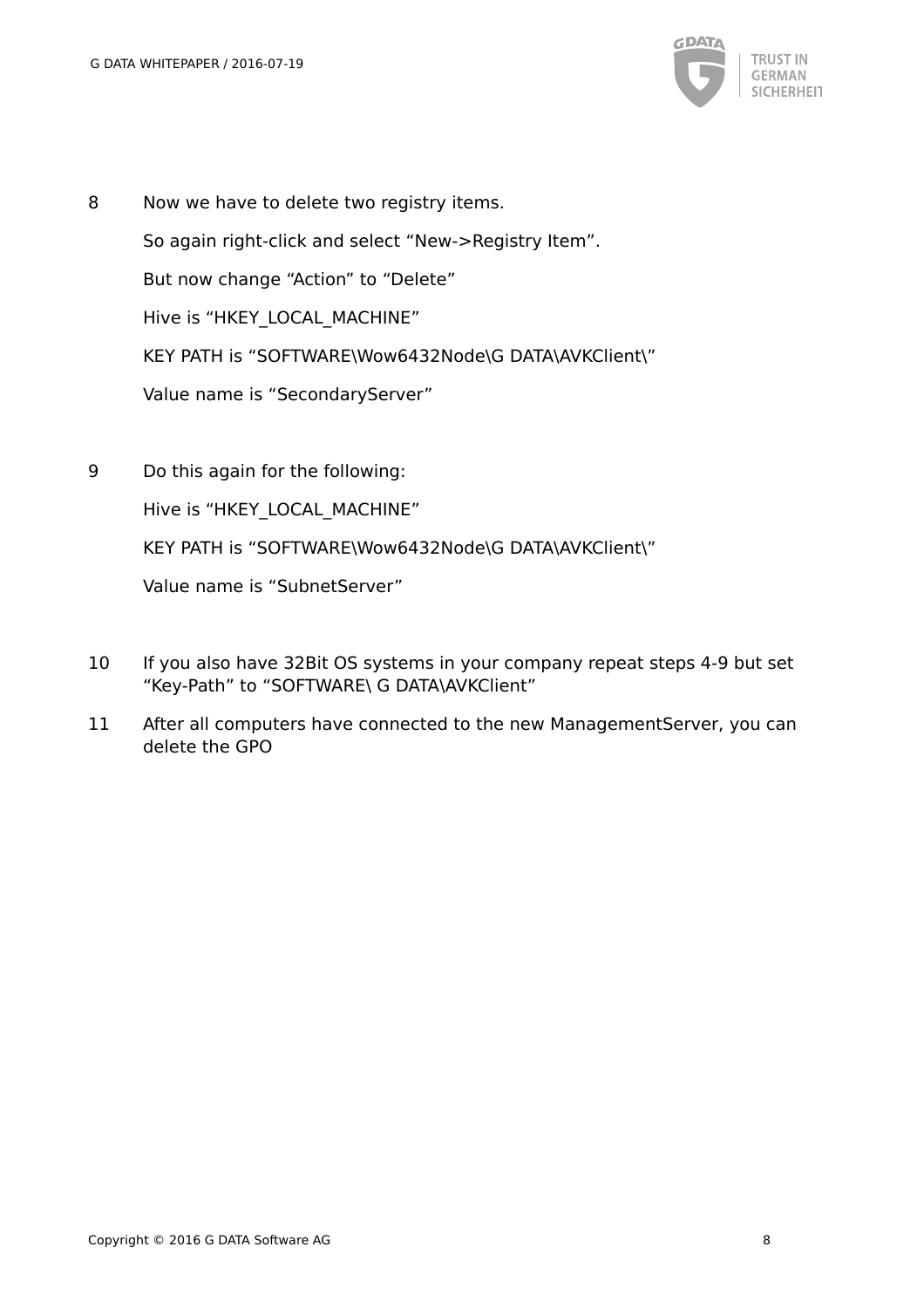8. Now we have to delete two registry items.

   So again right-click and select “New->Registry Item”.

   But now change “Action” to “Delete”

   Hive is “HKEY_LOCAL_MACHINE”

   KEY PATH is “SOFTWARE\Wow6432Node\G DATA\AVKClient\”

   Value name is “SecondaryServer”

9. Do this again for the following:

   Hive is “HKEY_LOCAL_MACHINE”

   KEY PATH is “SOFTWARE\Wow6432Node\G DATA\AVKClient\”

   Value name is “SubnetServer”

10. If you also have 32Bit OS systems in your company repeat steps 4-9 but set “Key-Path” to “SOFTWARE\ G DATA\AVKClient”

11. After all computers have connected to the new ManagementServer, you can delete the GPO